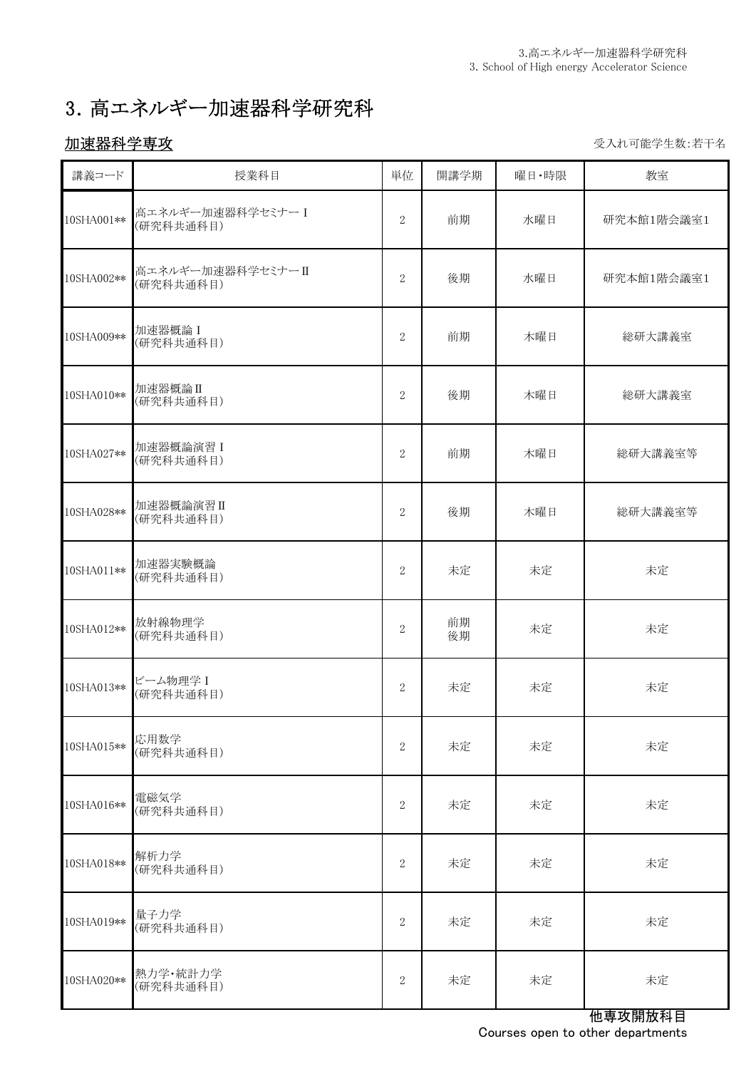# 3. 高エネルギー加速器科学研究科

## 加速器科学専攻

受入れ可能学生数:若干名

| 講義コード | 授業科目 | 単位 | 開講学期 | 曜日・時限 | 教室 |
|---|---|---|---|---|---|
| 10SHA001** | 高エネルギー加速器科学セミナーⅠ (研究科共通科目) | 2 | 前期 | 水曜日 | 研究本館1階会議室1 |
| 10SHA002** | 高エネルギー加速器科学セミナーⅡ (研究科共通科目) | 2 | 後期 | 水曜日 | 研究本館1階会議室1 |
| 10SHA009** | 加速器概論Ⅰ (研究科共通科目) | 2 | 前期 | 木曜日 | 総研大講義室 |
| 10SHA010** | 加速器概論Ⅱ (研究科共通科目) | 2 | 後期 | 木曜日 | 総研大講義室 |
| 10SHA027** | 加速器概論演習Ⅰ (研究科共通科目) | 2 | 前期 | 木曜日 | 総研大講義室等 |
| 10SHA028** | 加速器概論演習Ⅱ (研究科共通科目) | 2 | 後期 | 木曜日 | 総研大講義室等 |
| 10SHA011** | 加速器実験概論 (研究科共通科目) | 2 | 未定 | 未定 | 未定 |
| 10SHA012** | 放射線物理学 (研究科共通科目) | 2 | 前期 後期 | 未定 | 未定 |
| 10SHA013** | ビーム物理学Ⅰ (研究科共通科目) | 2 | 未定 | 未定 | 未定 |
| 10SHA015** | 応用数学 (研究科共通科目) | 2 | 未定 | 未定 | 未定 |
| 10SHA016** | 電磁気学 (研究科共通科目) | 2 | 未定 | 未定 | 未定 |
| 10SHA018** | 解析力学 (研究科共通科目) | 2 | 未定 | 未定 | 未定 |
| 10SHA019** | 量子力学 (研究科共通科目) | 2 | 未定 | 未定 | 未定 |
| 10SHA020** | 熱力学・統計力学 (研究科共通科目) | 2 | 未定 | 未定 | 未定 |

他専攻開放科目
Courses open to other departments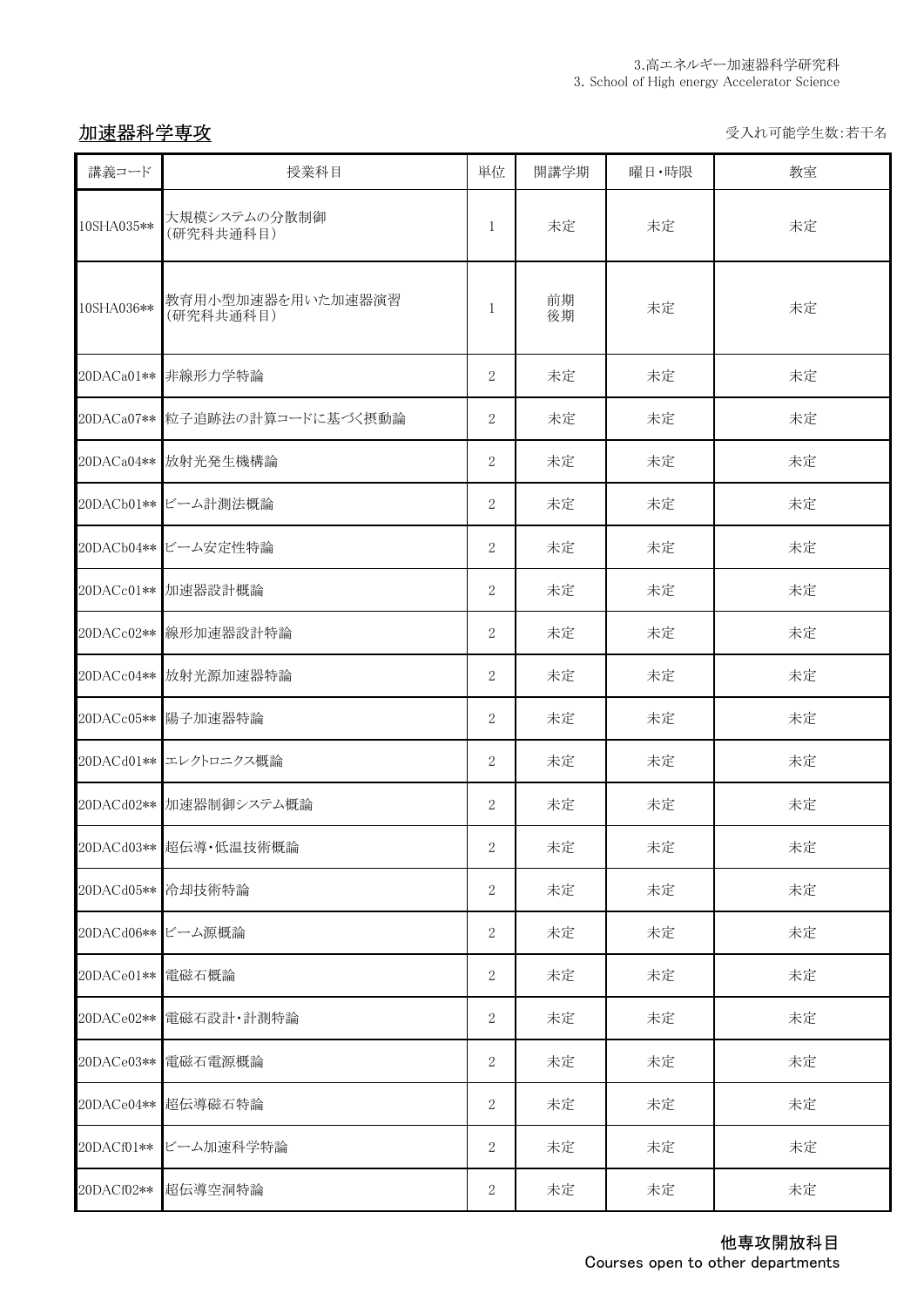3.高エネルギー加速器科学研究科
3. School of High energy Accelerator Science

## 加速器科学専攻

受入れ可能学生数:若干名

| 講義コード | 授業科目 | 単位 | 開講学期 | 曜日・時限 | 教室 |
|---|---|---|---|---|---|
| 10SHA035** | 大規模システムの分散制御<br>(研究科共通科目) | 1 | 未定 | 未定 | 未定 |
| 10SHA036** | 教育用小型加速器を用いた加速器演習<br>(研究科共通科目) | 1 | 前期<br>後期 | 未定 | 未定 |
| 20DACa01** | 非線形力学特論 | 2 | 未定 | 未定 | 未定 |
| 20DACa07** | 粒子追跡法の計算コードに基づく摂動論 | 2 | 未定 | 未定 | 未定 |
| 20DACa04** | 放射光発生機構論 | 2 | 未定 | 未定 | 未定 |
| 20DACb01** | ビーム計測法概論 | 2 | 未定 | 未定 | 未定 |
| 20DACb04** | ビーム安定性特論 | 2 | 未定 | 未定 | 未定 |
| 20DACc01** | 加速器設計概論 | 2 | 未定 | 未定 | 未定 |
| 20DACc02** | 線形加速器設計特論 | 2 | 未定 | 未定 | 未定 |
| 20DACc04** | 放射光源加速器特論 | 2 | 未定 | 未定 | 未定 |
| 20DACc05** | 陽子加速器特論 | 2 | 未定 | 未定 | 未定 |
| 20DACd01** | エレクトロニクス概論 | 2 | 未定 | 未定 | 未定 |
| 20DACd02** | 加速器制御システム概論 | 2 | 未定 | 未定 | 未定 |
| 20DACd03** | 超伝導・低温技術概論 | 2 | 未定 | 未定 | 未定 |
| 20DACd05** | 冷却技術特論 | 2 | 未定 | 未定 | 未定 |
| 20DACd06** | ビーム源概論 | 2 | 未定 | 未定 | 未定 |
| 20DACe01** | 電磁石概論 | 2 | 未定 | 未定 | 未定 |
| 20DACe02** | 電磁石設計・計測特論 | 2 | 未定 | 未定 | 未定 |
| 20DACe03** | 電磁石電源概論 | 2 | 未定 | 未定 | 未定 |
| 20DACe04** | 超伝導磁石特論 | 2 | 未定 | 未定 | 未定 |
| 20DACf01** | ビーム加速科学特論 | 2 | 未定 | 未定 | 未定 |
| 20DACf02** | 超伝導空洞特論 | 2 | 未定 | 未定 | 未定 |

**他専攻開放科目**
Courses open to other departments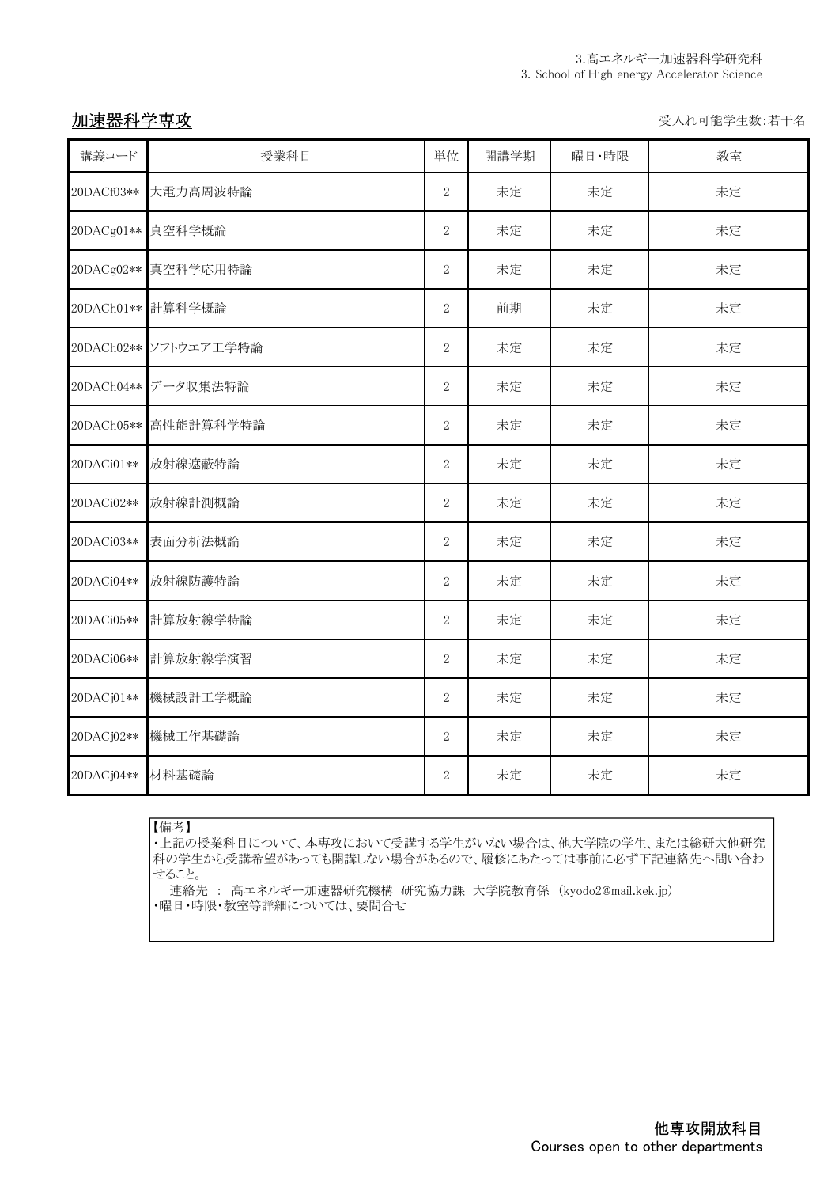3.高エネルギー加速器科学研究科
3. School of High energy Accelerator Science

## 加速器科学専攻

受入れ可能学生数:若干名

| 講義コード | 授業科目 | 単位 | 開講学期 | 曜日・時限 | 教室 |
|---|---|---|---|---|---|
| 20DACf03** | 大電力高周波特論 | 2 | 未定 | 未定 | 未定 |
| 20DACg01** | 真空科学概論 | 2 | 未定 | 未定 | 未定 |
| 20DACg02** | 真空科学応用特論 | 2 | 未定 | 未定 | 未定 |
| 20DACh01** | 計算科学概論 | 2 | 前期 | 未定 | 未定 |
| 20DACh02** | ソフトウエア工学特論 | 2 | 未定 | 未定 | 未定 |
| 20DACh04** | データ収集法特論 | 2 | 未定 | 未定 | 未定 |
| 20DACh05** | 高性能計算科学特論 | 2 | 未定 | 未定 | 未定 |
| 20DACi01** | 放射線遮蔽特論 | 2 | 未定 | 未定 | 未定 |
| 20DACi02** | 放射線計測概論 | 2 | 未定 | 未定 | 未定 |
| 20DACi03** | 表面分析法概論 | 2 | 未定 | 未定 | 未定 |
| 20DACi04** | 放射線防護特論 | 2 | 未定 | 未定 | 未定 |
| 20DACi05** | 計算放射線学特論 | 2 | 未定 | 未定 | 未定 |
| 20DACi06** | 計算放射線学演習 | 2 | 未定 | 未定 | 未定 |
| 20DACj01** | 機械設計工学概論 | 2 | 未定 | 未定 | 未定 |
| 20DACj02** | 機械工作基礎論 | 2 | 未定 | 未定 | 未定 |
| 20DACj04** | 材料基礎論 | 2 | 未定 | 未定 | 未定 |

【備考】
・上記の授業科目について、本専攻において受講する学生がいない場合は、他大学院の学生、または総研大他研究科の学生から受講希望があっても開講しない場合があるので、履修にあたっては事前に必ず下記連絡先へ問い合わせること。
　連絡先 ： 高エネルギー加速器研究機構 研究協力課 大学院教育係 (kyodo2@mail.kek.jp)
・曜日・時限・教室等詳細については、要問合せ

他専攻開放科目
Courses open to other departments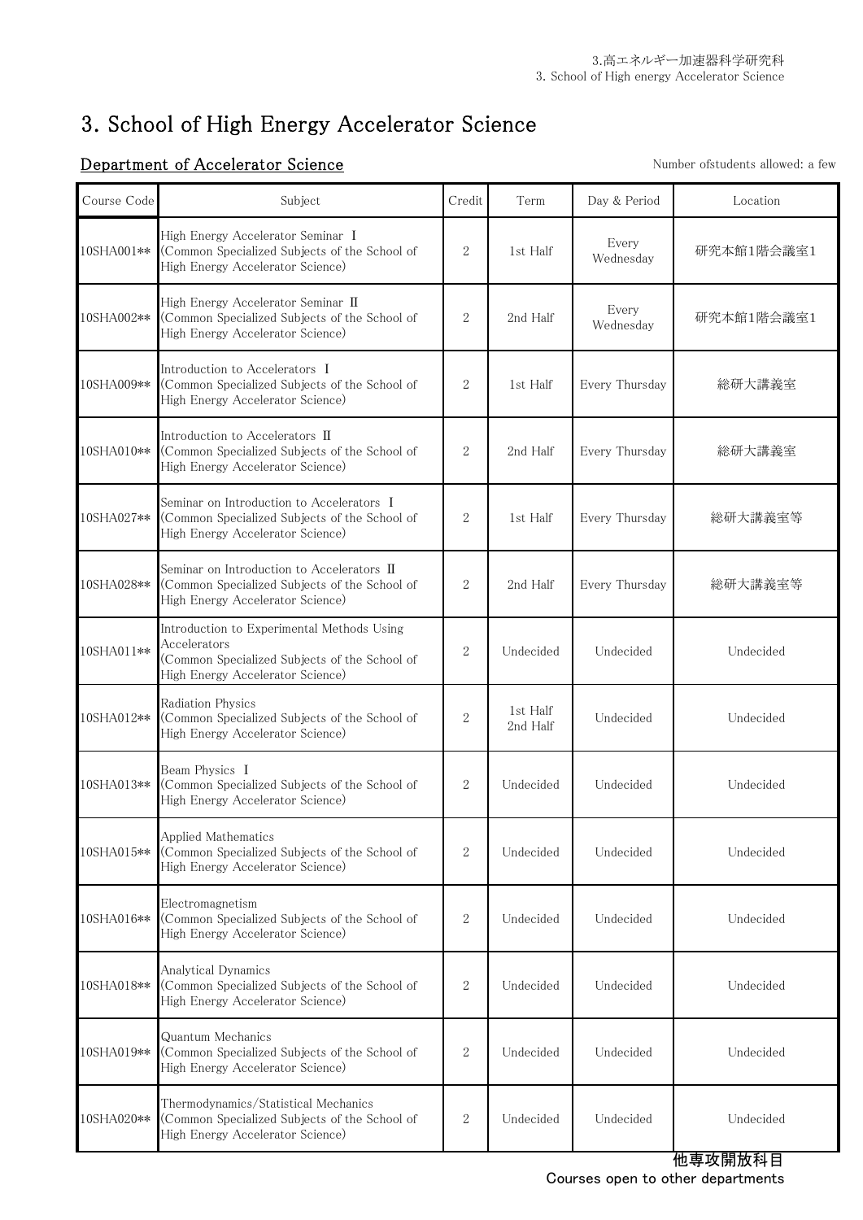# 3. School of High Energy Accelerator Science

## Department of Accelerator Science

Number ofstudents allowed: a few

| Course Code | Subject | Credit | Term | Day & Period | Location |
|---|---|---|---|---|---|
| 10SHA001** | High Energy Accelerator Seminar Ⅰ (Common Specialized Subjects of the School of High Energy Accelerator Science) | 2 | 1st Half | Every Wednesday | 研究本館1階会議室1 |
| 10SHA002** | High Energy Accelerator Seminar Ⅱ (Common Specialized Subjects of the School of High Energy Accelerator Science) | 2 | 2nd Half | Every Wednesday | 研究本館1階会議室1 |
| 10SHA009** | Introduction to Accelerators Ⅰ (Common Specialized Subjects of the School of High Energy Accelerator Science) | 2 | 1st Half | Every Thursday | 総研大講義室 |
| 10SHA010** | Introduction to Accelerators Ⅱ (Common Specialized Subjects of the School of High Energy Accelerator Science) | 2 | 2nd Half | Every Thursday | 総研大講義室 |
| 10SHA027** | Seminar on Introduction to Accelerators Ⅰ (Common Specialized Subjects of the School of High Energy Accelerator Science) | 2 | 1st Half | Every Thursday | 総研大講義室等 |
| 10SHA028** | Seminar on Introduction to Accelerators Ⅱ (Common Specialized Subjects of the School of High Energy Accelerator Science) | 2 | 2nd Half | Every Thursday | 総研大講義室等 |
| 10SHA011** | Introduction to Experimental Methods Using Accelerators (Common Specialized Subjects of the School of High Energy Accelerator Science) | 2 | Undecided | Undecided | Undecided |
| 10SHA012** | Radiation Physics (Common Specialized Subjects of the School of High Energy Accelerator Science) | 2 | 1st Half 2nd Half | Undecided | Undecided |
| 10SHA013** | Beam Physics Ⅰ (Common Specialized Subjects of the School of High Energy Accelerator Science) | 2 | Undecided | Undecided | Undecided |
| 10SHA015** | Applied Mathematics (Common Specialized Subjects of the School of High Energy Accelerator Science) | 2 | Undecided | Undecided | Undecided |
| 10SHA016** | Electromagnetism (Common Specialized Subjects of the School of High Energy Accelerator Science) | 2 | Undecided | Undecided | Undecided |
| 10SHA018** | Analytical Dynamics (Common Specialized Subjects of the School of High Energy Accelerator Science) | 2 | Undecided | Undecided | Undecided |
| 10SHA019** | Quantum Mechanics (Common Specialized Subjects of the School of High Energy Accelerator Science) | 2 | Undecided | Undecided | Undecided |
| 10SHA020** | Thermodynamics/Statistical Mechanics (Common Specialized Subjects of the School of High Energy Accelerator Science) | 2 | Undecided | Undecided | Undecided |

他専攻開放科目
Courses open to other departments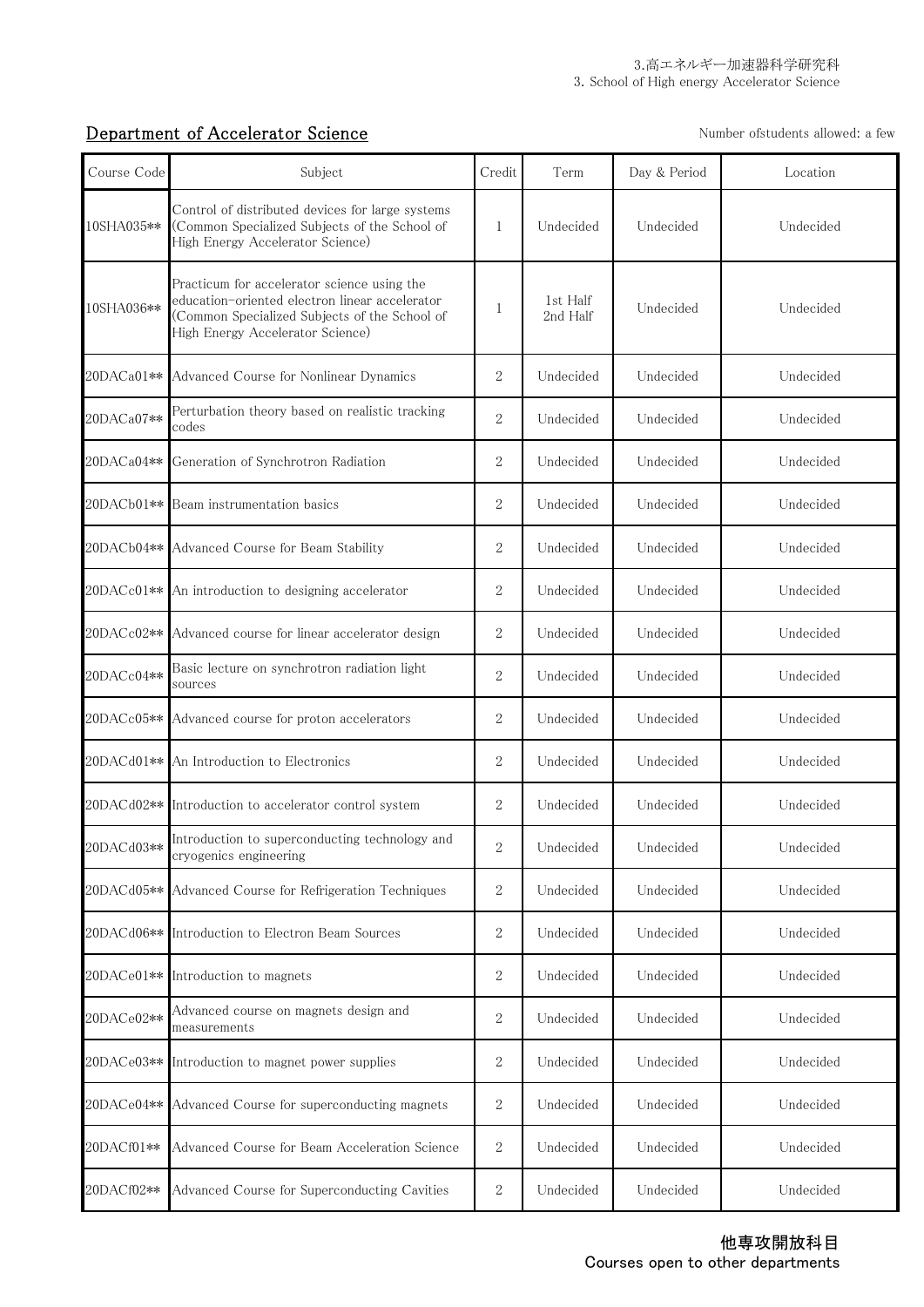3.高エネルギー加速器科学研究科
3. School of High energy Accelerator Science

## Department of Accelerator Science

Number ofstudents allowed: a few

| Course Code | Subject | Credit | Term | Day & Period | Location |
|---|---|---|---|---|---|
| 10SHA035** | Control of distributed devices for large systems (Common Specialized Subjects of the School of High Energy Accelerator Science) | 1 | Undecided | Undecided | Undecided |
| 10SHA036** | Practicum for accelerator science using the education-oriented electron linear accelerator (Common Specialized Subjects of the School of High Energy Accelerator Science) | 1 | 1st Half 2nd Half | Undecided | Undecided |
| 20DACa01** | Advanced Course for Nonlinear Dynamics | 2 | Undecided | Undecided | Undecided |
| 20DACa07** | Perturbation theory based on realistic tracking codes | 2 | Undecided | Undecided | Undecided |
| 20DACa04** | Generation of Synchrotron Radiation | 2 | Undecided | Undecided | Undecided |
| 20DACb01** | Beam instrumentation basics | 2 | Undecided | Undecided | Undecided |
| 20DACb04** | Advanced Course for Beam Stability | 2 | Undecided | Undecided | Undecided |
| 20DACc01** | An introduction to designing accelerator | 2 | Undecided | Undecided | Undecided |
| 20DACc02** | Advanced course for linear accelerator design | 2 | Undecided | Undecided | Undecided |
| 20DACc04** | Basic lecture on synchrotron radiation light sources | 2 | Undecided | Undecided | Undecided |
| 20DACc05** | Advanced course for proton accelerators | 2 | Undecided | Undecided | Undecided |
| 20DACd01** | An Introduction to Electronics | 2 | Undecided | Undecided | Undecided |
| 20DACd02** | Introduction to accelerator control system | 2 | Undecided | Undecided | Undecided |
| 20DACd03** | Introduction to superconducting technology and cryogenics engineering | 2 | Undecided | Undecided | Undecided |
| 20DACd05** | Advanced Course for Refrigeration Techniques | 2 | Undecided | Undecided | Undecided |
| 20DACd06** | Introduction to Electron Beam Sources | 2 | Undecided | Undecided | Undecided |
| 20DACe01** | Introduction to magnets | 2 | Undecided | Undecided | Undecided |
| 20DACe02** | Advanced course on magnets design and measurements | 2 | Undecided | Undecided | Undecided |
| 20DACe03** | Introduction to magnet power supplies | 2 | Undecided | Undecided | Undecided |
| 20DACe04** | Advanced Course for superconducting magnets | 2 | Undecided | Undecided | Undecided |
| 20DACf01** | Advanced Course for Beam Acceleration Science | 2 | Undecided | Undecided | Undecided |
| 20DACf02** | Advanced Course for Superconducting Cavities | 2 | Undecided | Undecided | Undecided |

**他専攻開放科目**
Courses open to other departments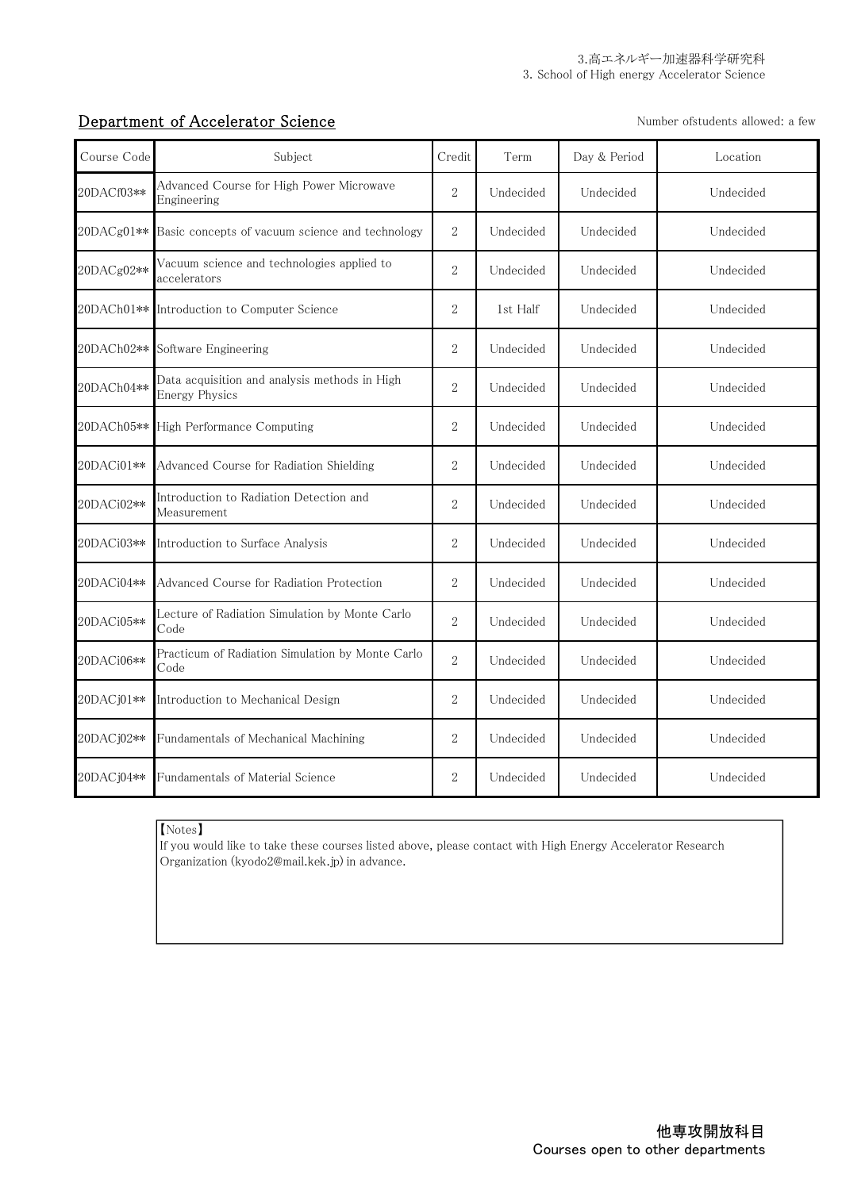3.高エネルギー加速器科学研究科
3. School of High energy Accelerator Science

## Department of Accelerator Science

Number ofstudents allowed: a few

| Course Code | Subject | Credit | Term | Day & Period | Location |
|---|---|---|---|---|---|
| 20DACf03** | Advanced Course for High Power Microwave Engineering | 2 | Undecided | Undecided | Undecided |
| 20DACg01** | Basic concepts of vacuum science and technology | 2 | Undecided | Undecided | Undecided |
| 20DACg02** | Vacuum science and technologies applied to accelerators | 2 | Undecided | Undecided | Undecided |
| 20DACh01** | Introduction to Computer Science | 2 | 1st Half | Undecided | Undecided |
| 20DACh02** | Software Engineering | 2 | Undecided | Undecided | Undecided |
| 20DACh04** | Data acquisition and analysis methods in High Energy Physics | 2 | Undecided | Undecided | Undecided |
| 20DACh05** | High Performance Computing | 2 | Undecided | Undecided | Undecided |
| 20DACi01** | Advanced Course for Radiation Shielding | 2 | Undecided | Undecided | Undecided |
| 20DACi02** | Introduction to Radiation Detection and Measurement | 2 | Undecided | Undecided | Undecided |
| 20DACi03** | Introduction to Surface Analysis | 2 | Undecided | Undecided | Undecided |
| 20DACi04** | Advanced Course for Radiation Protection | 2 | Undecided | Undecided | Undecided |
| 20DACi05** | Lecture of Radiation Simulation by Monte Carlo Code | 2 | Undecided | Undecided | Undecided |
| 20DACi06** | Practicum of Radiation Simulation by Monte Carlo Code | 2 | Undecided | Undecided | Undecided |
| 20DACj01** | Introduction to Mechanical Design | 2 | Undecided | Undecided | Undecided |
| 20DACj02** | Fundamentals of Mechanical Machining | 2 | Undecided | Undecided | Undecided |
| 20DACj04** | Fundamentals of Material Science | 2 | Undecided | Undecided | Undecided |

【Notes】
If you would like to take these courses listed above, please contact with High Energy Accelerator Research Organization (kyodo2@mail.kek.jp) in advance.

**他専攻開放科目**
Courses open to other departments